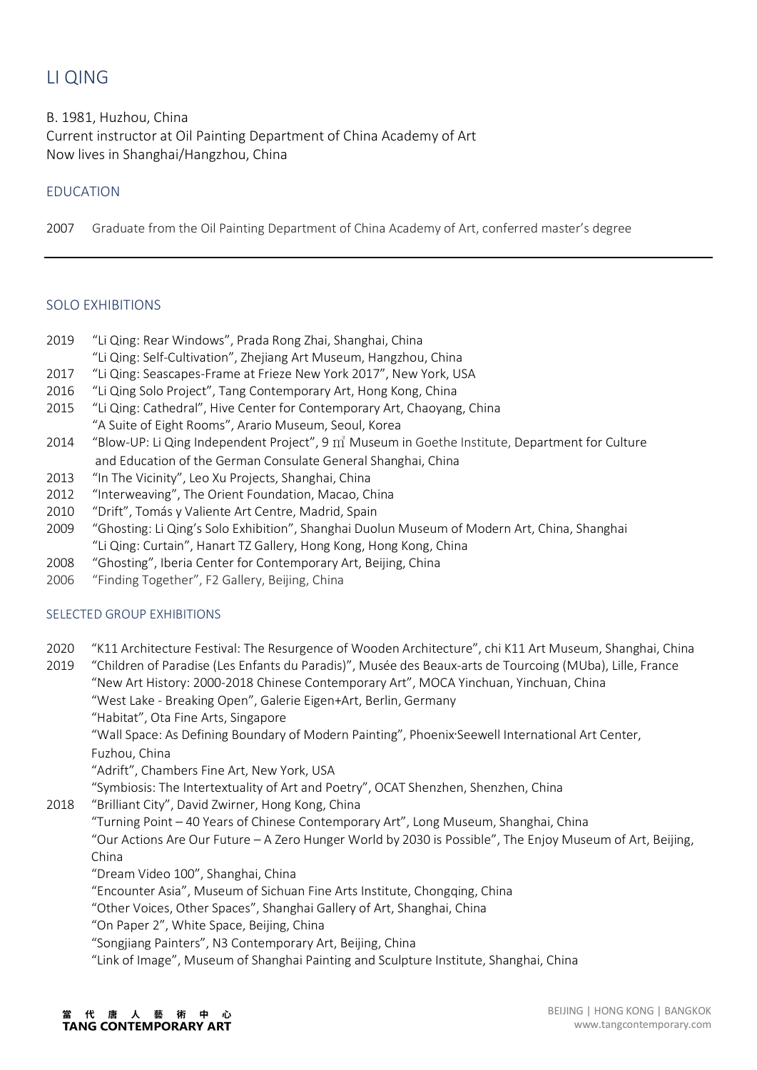# LI QING

B. 1981, Huzhou, China
Current instructor at Oil Painting Department of China Academy of Art
Now lives in Shanghai/Hangzhou, China

## EDUCATION

2007 Graduate from the Oil Painting Department of China Academy of Art, conferred master's degree

---

## SOLO EXHIBITIONS

2019 "Li Qing: Rear Windows", Prada Rong Zhai, Shanghai, China
"Li Qing: Self-Cultivation", Zhejiang Art Museum, Hangzhou, China
2017 "Li Qing: Seascapes-Frame at Frieze New York 2017", New York, USA
2016 "Li Qing Solo Project", Tang Contemporary Art, Hong Kong, China
2015 "Li Qing: Cathedral", Hive Center for Contemporary Art, Chaoyang, China
"A Suite of Eight Rooms", Arario Museum, Seoul, Korea
2014 "Blow-UP: Li Qing Independent Project", 9 ㎡ Museum in Goethe Institute, Department for Culture and Education of the German Consulate General Shanghai, China
2013 "In The Vicinity", Leo Xu Projects, Shanghai, China
2012 "Interweaving", The Orient Foundation, Macao, China
2010 "Drift", Tomás y Valiente Art Centre, Madrid, Spain
2009 "Ghosting: Li Qing's Solo Exhibition", Shanghai Duolun Museum of Modern Art, China, Shanghai
"Li Qing: Curtain", Hanart TZ Gallery, Hong Kong, Hong Kong, China
2008 "Ghosting", Iberia Center for Contemporary Art, Beijing, China
2006 "Finding Together", F2 Gallery, Beijing, China

## SELECTED GROUP EXHIBITIONS

2020 "K11 Architecture Festival: The Resurgence of Wooden Architecture", chi K11 Art Museum, Shanghai, China
2019 "Children of Paradise (Les Enfants du Paradis)", Musée des Beaux-arts de Tourcoing (MUba), Lille, France
"New Art History: 2000-2018 Chinese Contemporary Art", MOCA Yinchuan, Yinchuan, China
"West Lake - Breaking Open", Galerie Eigen+Art, Berlin, Germany
"Habitat", Ota Fine Arts, Singapore
"Wall Space: As Defining Boundary of Modern Painting", Phoenix·Seewell International Art Center, Fuzhou, China
"Adrift", Chambers Fine Art, New York, USA
"Symbiosis: The Intertextuality of Art and Poetry", OCAT Shenzhen, Shenzhen, China
2018 "Brilliant City", David Zwirner, Hong Kong, China
"Turning Point – 40 Years of Chinese Contemporary Art", Long Museum, Shanghai, China
"Our Actions Are Our Future – A Zero Hunger World by 2030 is Possible", The Enjoy Museum of Art, Beijing, China
"Dream Video 100", Shanghai, China
"Encounter Asia", Museum of Sichuan Fine Arts Institute, Chongqing, China
"Other Voices, Other Spaces", Shanghai Gallery of Art, Shanghai, China
"On Paper 2", White Space, Beijing, China
"Songjiang Painters", N3 Contemporary Art, Beijing, China
"Link of Image", Museum of Shanghai Painting and Sculpture Institute, Shanghai, China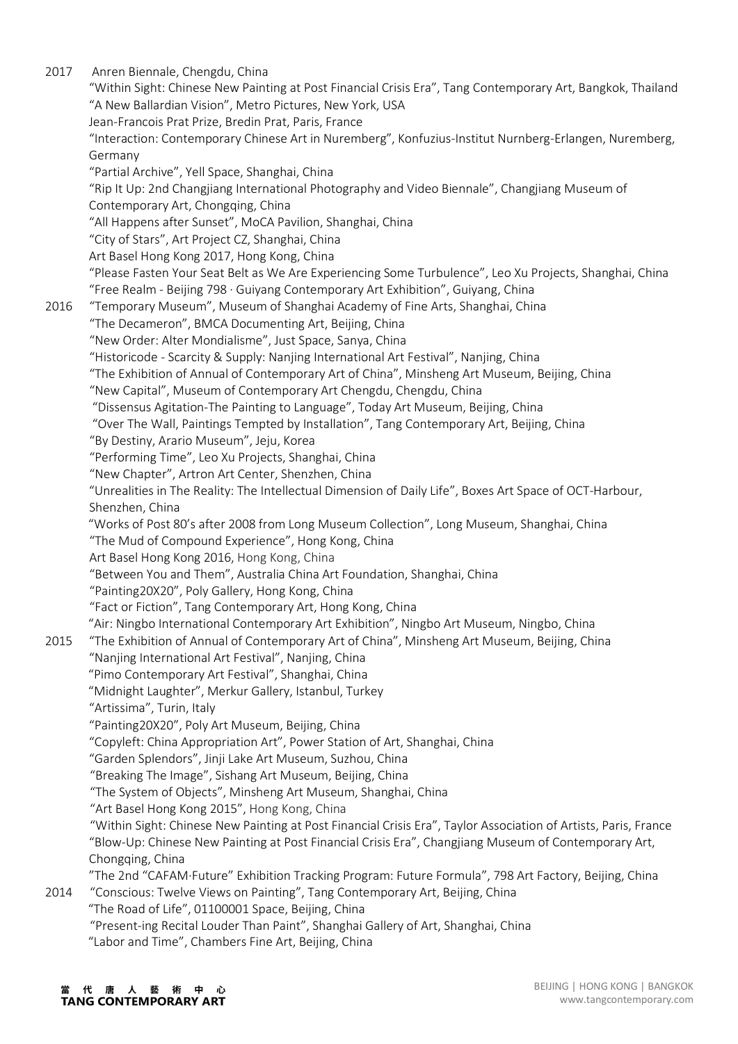2017 Anren Biennale, Chengdu, China

"Within Sight: Chinese New Painting at Post Financial Crisis Era", Tang Contemporary Art, Bangkok, Thailand

"A New Ballardian Vision", Metro Pictures, New York, USA

Jean-Francois Prat Prize, Bredin Prat, Paris, France

"Interaction: Contemporary Chinese Art in Nuremberg", Konfuzius-Institut Nurnberg-Erlangen, Nuremberg, Germany

"Partial Archive", Yell Space, Shanghai, China

"Rip It Up: 2nd Changjiang International Photography and Video Biennale", Changjiang Museum of Contemporary Art, Chongqing, China

"All Happens after Sunset", MoCA Pavilion, Shanghai, China

"City of Stars", Art Project CZ, Shanghai, China

Art Basel Hong Kong 2017, Hong Kong, China

"Please Fasten Your Seat Belt as We Are Experiencing Some Turbulence", Leo Xu Projects, Shanghai, China

"Free Realm - Beijing 798 · Guiyang Contemporary Art Exhibition", Guiyang, China

2016 "Temporary Museum", Museum of Shanghai Academy of Fine Arts, Shanghai, China

"The Decameron", BMCA Documenting Art, Beijing, China

"New Order: Alter Mondialisme", Just Space, Sanya, China

"Historicode - Scarcity & Supply: Nanjing International Art Festival", Nanjing, China

"The Exhibition of Annual of Contemporary Art of China", Minsheng Art Museum, Beijing, China

"New Capital", Museum of Contemporary Art Chengdu, Chengdu, China

"Dissensus Agitation-The Painting to Language", Today Art Museum, Beijing, China

"Over The Wall, Paintings Tempted by Installation", Tang Contemporary Art, Beijing, China

"By Destiny, Arario Museum", Jeju, Korea

"Performing Time", Leo Xu Projects, Shanghai, China

"New Chapter", Artron Art Center, Shenzhen, China

"Unrealities in The Reality: The Intellectual Dimension of Daily Life", Boxes Art Space of OCT-Harbour, Shenzhen, China

"Works of Post 80's after 2008 from Long Museum Collection", Long Museum, Shanghai, China

"The Mud of Compound Experience", Hong Kong, China

Art Basel Hong Kong 2016, Hong Kong, China

"Between You and Them", Australia China Art Foundation, Shanghai, China

"Painting20X20", Poly Gallery, Hong Kong, China

"Fact or Fiction", Tang Contemporary Art, Hong Kong, China

"Air: Ningbo International Contemporary Art Exhibition", Ningbo Art Museum, Ningbo, China

2015 "The Exhibition of Annual of Contemporary Art of China", Minsheng Art Museum, Beijing, China

"Nanjing International Art Festival", Nanjing, China

"Pimo Contemporary Art Festival", Shanghai, China

"Midnight Laughter", Merkur Gallery, Istanbul, Turkey

"Artissima", Turin, Italy

"Painting20X20", Poly Art Museum, Beijing, China

"Copyleft: China Appropriation Art", Power Station of Art, Shanghai, China

"Garden Splendors", Jinji Lake Art Museum, Suzhou, China

"Breaking The Image", Sishang Art Museum, Beijing, China

"The System of Objects", Minsheng Art Museum, Shanghai, China

"Art Basel Hong Kong 2015", Hong Kong, China

"Within Sight: Chinese New Painting at Post Financial Crisis Era", Taylor Association of Artists, Paris, France

"Blow-Up: Chinese New Painting at Post Financial Crisis Era", Changjiang Museum of Contemporary Art, Chongqing, China

"The 2nd "CAFAM·Future" Exhibition Tracking Program: Future Formula", 798 Art Factory, Beijing, China

2014 "Conscious: Twelve Views on Painting", Tang Contemporary Art, Beijing, China

"The Road of Life", 01100001 Space, Beijing, China

"Present-ing Recital Louder Than Paint", Shanghai Gallery of Art, Shanghai, China

"Labor and Time", Chambers Fine Art, Beijing, China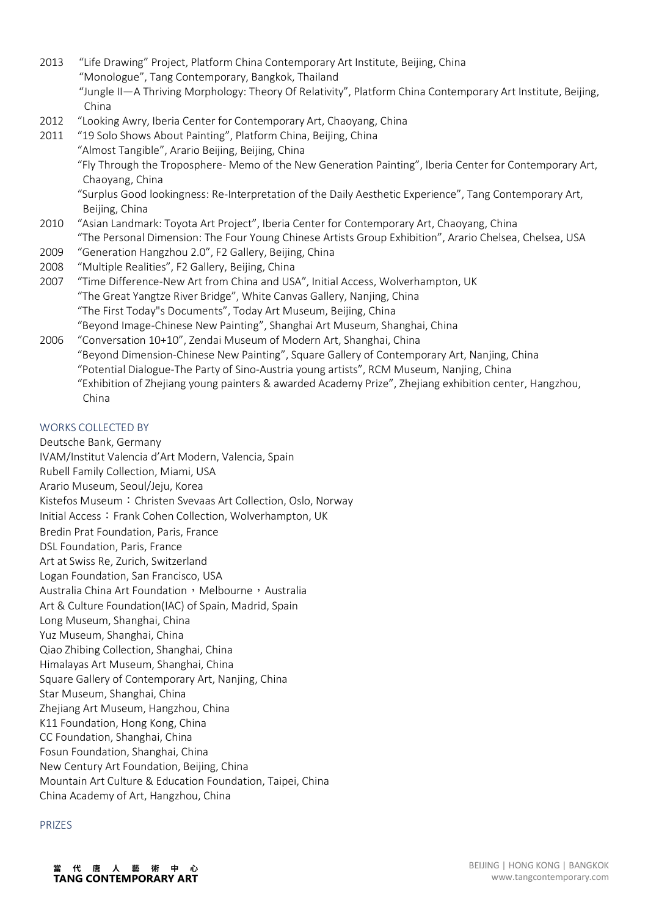2013 "Life Drawing" Project, Platform China Contemporary Art Institute, Beijing, China
"Monologue", Tang Contemporary, Bangkok, Thailand
"Jungle II—A Thriving Morphology: Theory Of Relativity", Platform China Contemporary Art Institute, Beijing, China

2012 "Looking Awry, Iberia Center for Contemporary Art, Chaoyang, China

2011 "19 Solo Shows About Painting", Platform China, Beijing, China
"Almost Tangible", Arario Beijing, Beijing, China
"Fly Through the Troposphere- Memo of the New Generation Painting", Iberia Center for Contemporary Art, Chaoyang, China
"Surplus Good lookingness: Re-Interpretation of the Daily Aesthetic Experience", Tang Contemporary Art, Beijing, China

2010 "Asian Landmark: Toyota Art Project", Iberia Center for Contemporary Art, Chaoyang, China
"The Personal Dimension: The Four Young Chinese Artists Group Exhibition", Arario Chelsea, Chelsea, USA

2009 "Generation Hangzhou 2.0", F2 Gallery, Beijing, China

2008 "Multiple Realities", F2 Gallery, Beijing, China

2007 "Time Difference-New Art from China and USA", Initial Access, Wolverhampton, UK
"The Great Yangtze River Bridge", White Canvas Gallery, Nanjing, China
"The First Today"s Documents", Today Art Museum, Beijing, China
"Beyond Image-Chinese New Painting", Shanghai Art Museum, Shanghai, China

2006 "Conversation 10+10", Zendai Museum of Modern Art, Shanghai, China
"Beyond Dimension-Chinese New Painting", Square Gallery of Contemporary Art, Nanjing, China
"Potential Dialogue-The Party of Sino-Austria young artists", RCM Museum, Nanjing, China
"Exhibition of Zhejiang young painters & awarded Academy Prize", Zhejiang exhibition center, Hangzhou, China

## WORKS COLLECTED BY

Deutsche Bank, Germany
IVAM/Institut Valencia d'Art Modern, Valencia, Spain
Rubell Family Collection, Miami, USA
Arario Museum, Seoul/Jeju, Korea
Kistefos Museum：Christen Svevaas Art Collection, Oslo, Norway
Initial Access：Frank Cohen Collection, Wolverhampton, UK
Bredin Prat Foundation, Paris, France
DSL Foundation, Paris, France
Art at Swiss Re, Zurich, Switzerland
Logan Foundation, San Francisco, USA
Australia China Art Foundation，Melbourne，Australia
Art & Culture Foundation(IAC) of Spain, Madrid, Spain
Long Museum, Shanghai, China
Yuz Museum, Shanghai, China
Qiao Zhibing Collection, Shanghai, China
Himalayas Art Museum, Shanghai, China
Square Gallery of Contemporary Art, Nanjing, China
Star Museum, Shanghai, China
Zhejiang Art Museum, Hangzhou, China
K11 Foundation, Hong Kong, China
CC Foundation, Shanghai, China
Fosun Foundation, Shanghai, China
New Century Art Foundation, Beijing, China
Mountain Art Culture & Education Foundation, Taipei, China
China Academy of Art, Hangzhou, China

## PRIZES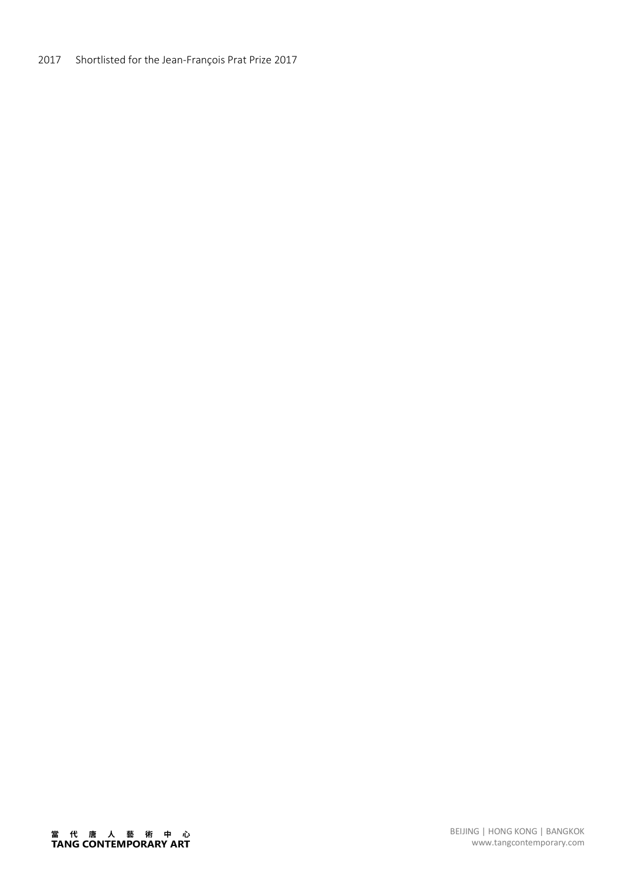2017 Shortlisted for the Jean-François Prat Prize 2017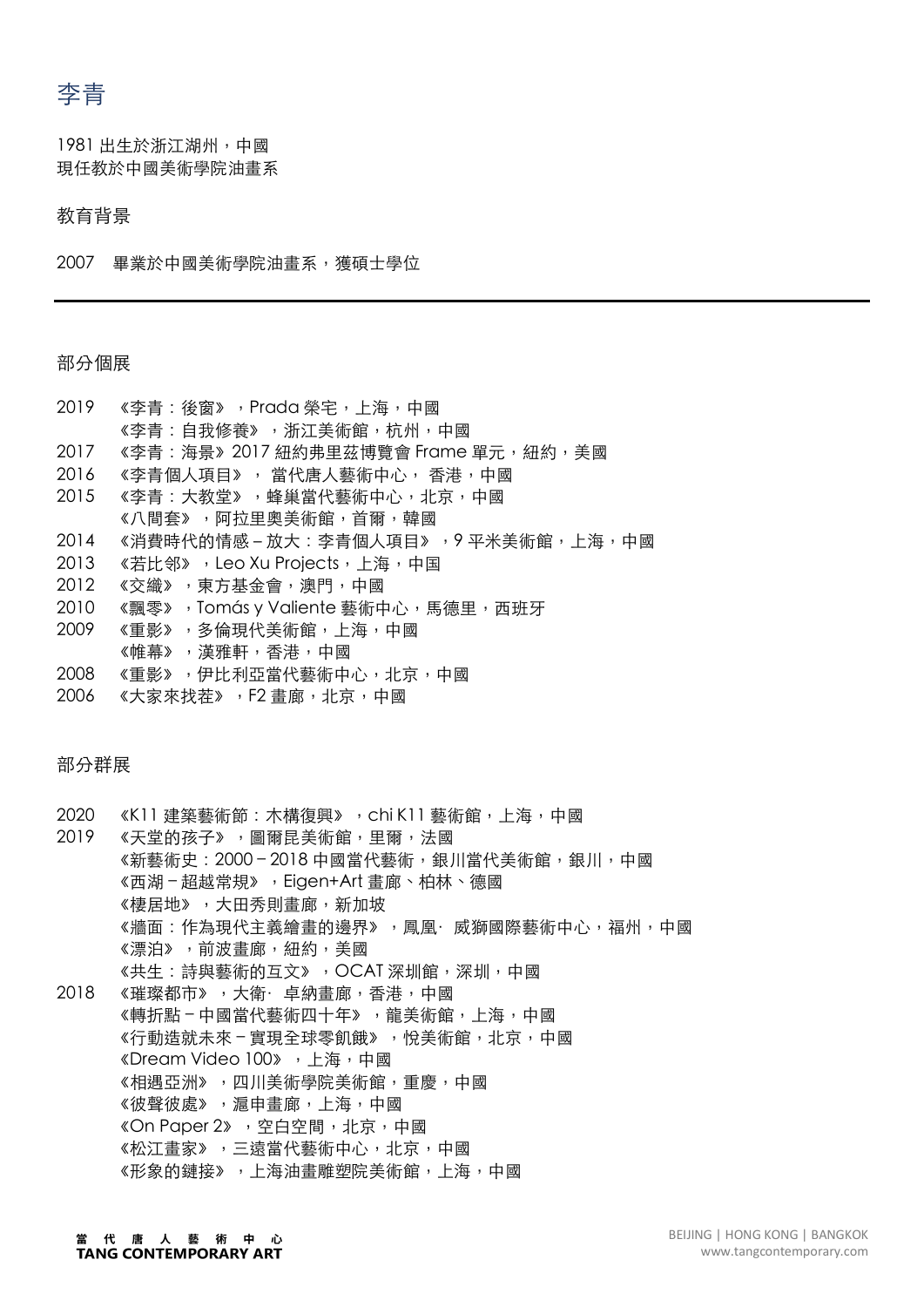# 李青

1981 出生於浙江湖州，中國
現任教於中國美術學院油畫系

## 教育背景

2007　畢業於中國美術學院油畫系，獲碩士學位

---

## 部分個展

2019　《李青：後窗》，Prada 榮宅，上海，中國
　　　《李青：自我修養》，浙江美術館，杭州，中國
2017　《李青：海景》2017 紐約弗里茲博覽會 Frame 單元，紐約，美國
2016　《李青個人項目》， 當代唐人藝術中心， 香港，中國
2015　《李青：大教堂》，蜂巢當代藝術中心，北京，中國
　　　《八間套》，阿拉里奧美術館，首爾，韓國
2014　《消費時代的情感 – 放大：李青個人項目》，9 平米美術館，上海，中國
2013　《若比邻》，Leo Xu Projects，上海，中国
2012　《交織》，東方基金會，澳門，中國
2010　《飄零》，Tomás y Valiente 藝術中心，馬德里，西班牙
2009　《重影》，多倫現代美術館，上海，中國
　　　《帷幕》，漢雅軒，香港，中國
2008　《重影》，伊比利亞當代藝術中心，北京，中國
2006　《大家來找茬》，F2 畫廊，北京，中國

## 部分群展

2020　《K11 建築藝術節：木構復興》，chi K11 藝術館，上海，中國
2019　《天堂的孩子》，圖爾昆美術館，里爾，法國
　　　《新藝術史：2000 – 2018 中國當代藝術，銀川當代美術館，銀川，中國
　　　《西湖 – 超越常規》，Eigen+Art 畫廊、柏林、德國
　　　《棲居地》，大田秀則畫廊，新加坡
　　　《牆面：作為現代主義繪畫的邊界》，鳳凰· 威獅國際藝術中心，福州，中國
　　　《漂泊》，前波畫廊，紐約，美國
　　　《共生：詩與藝術的互文》，OCAT 深圳館，深圳，中國
2018　《璀璨都市》，大衛· 卓納畫廊，香港，中國
　　　《轉折點 – 中國當代藝術四十年》，龍美術館，上海，中國
　　　《行動造就未來 – 實現全球零飢餓》，悅美術館，北京，中國
　　　《Dream Video 100》，上海，中國
　　　《相遇亞洲》，四川美術學院美術館，重慶，中國
　　　《彼聲彼處》，滬申畫廊，上海，中國
　　　《On Paper 2》，空白空間，北京，中國
　　　《松江畫家》，三遠當代藝術中心，北京，中國
　　　《形象的鏈接》，上海油畫雕塑院美術館，上海，中國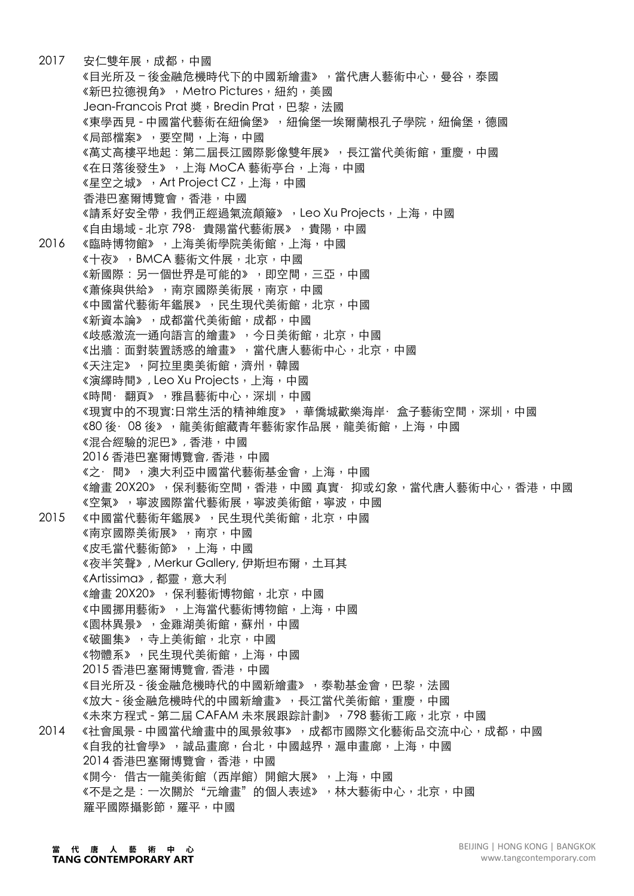2017 安仁雙年展，成都，中國
《目光所及－後金融危機時代下的中國新繪畫》，當代唐人藝術中心，曼谷，泰國
《新巴拉德視角》，Metro Pictures，紐約，美國
Jean-Francois Prat 獎，Bredin Prat，巴黎，法國
《東學西見 - 中國當代藝術在紐倫堡》，紐倫堡—埃爾蘭根孔子學院，紐倫堡，德國
《局部檔案》，要空間，上海，中國
《萬丈高樓平地起：第二屆長江國際影像雙年展》，長江當代美術館，重慶，中國
《在日落後發生》，上海 MoCA 藝術亭台，上海，中國
《星空之城》，Art Project CZ，上海，中國
香港巴塞爾博覽會，香港，中國
《請系好安全帶，我們正經過氣流顛簸》，Leo Xu Projects，上海，中國
《自由場域 - 北京 798· 貴陽當代藝術展》，貴陽，中國

2016 《臨時博物館》，上海美術學院美術館，上海，中國
《十夜》，BMCA 藝術文件展，北京，中國
《新國際：另一個世界是可能的》，即空間，三亞，中國
《蕭條與供給》，南京國際美術展，南京，中國
《中國當代藝術年鑑展》，民生現代美術館，北京，中國
《新資本論》，成都當代美術館，成都，中國
《歧感激流—通向語言的繪畫》，今日美術館，北京，中國
《出牆：面對裝置誘惑的繪畫》，當代唐人藝術中心，北京，中國
《天注定》，阿拉里奧美術館，濟州，韓國
《演繹時間》, Leo Xu Projects，上海，中國
《時間· 翻頁》，雅昌藝術中心，深圳，中國
《現實中的不現實:日常生活的精神維度》，華僑城歡樂海岸· 盒子藝術空間，深圳，中國
《80 後· 08 後》，龍美術館藏青年藝術家作品展，龍美術館，上海，中國
《混合經驗的泥巴》, 香港，中國
2016 香港巴塞爾博覽會, 香港，中國
《之· 間》，澳大利亞中國當代藝術基金會，上海，中國
《繪畫 20X20》，保利藝術空間，香港，中國 真實· 抑或幻象，當代唐人藝術中心，香港，中國
《空氣》，寧波國際當代藝術展，寧波美術館，寧波，中國

2015 《中國當代藝術年鑑展》，民生現代美術館，北京，中國
《南京國際美術展》，南京，中國
《皮毛當代藝術節》，上海，中國
《夜半笑聲》, Merkur Gallery, 伊斯坦布爾，土耳其
《Artissima》, 都靈，意大利
《繪畫 20X20》，保利藝術博物館，北京，中國
《中國挪用藝術》，上海當代藝術博物館，上海，中國
《園林異景》，金雞湖美術館，蘇州，中國
《破圖集》，寺上美術館，北京，中國
《物體系》，民生現代美術館，上海，中國
2015 香港巴塞爾博覽會, 香港，中國
《目光所及 - 後金融危機時代的中國新繪畫》，泰勒基金會，巴黎，法國
《放大 - 後金融危機時代的中國新繪畫》，長江當代美術館，重慶，中國
《未來方程式 - 第二屆 CAFAM 未來展跟踪計劃》，798 藝術工廠，北京，中國

2014 《社會風景 - 中國當代繪畫中的風景敘事》，成都市國際文化藝術品交流中心，成都，中國
《自我的社會學》，誠品畫廊，台北，中國越界，滬申畫廊，上海，中國
2014 香港巴塞爾博覽會，香港，中國
《開今· 借古—龍美術館（西岸館）開館大展》，上海，中國
《不是之是：一次關於“元繪畫”的個人表述》，林大藝術中心，北京，中國
羅平國際攝影節，羅平，中國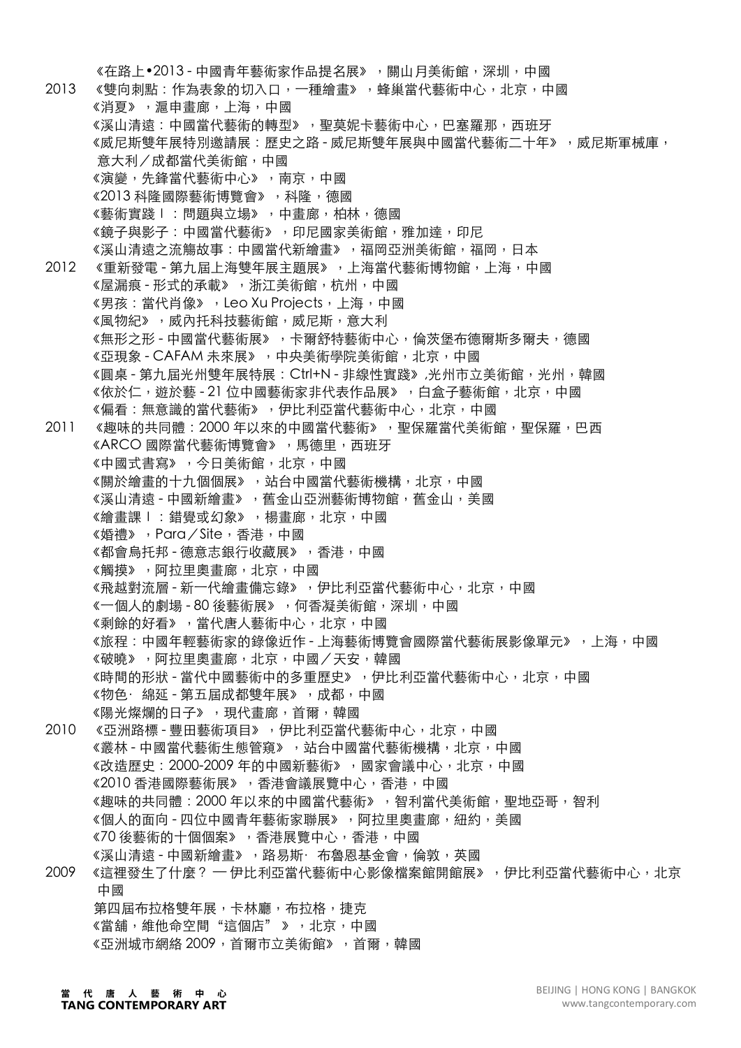《在路上•2013 - 中國青年藝術家作品提名展》，關山月美術館，深圳，中國

2013 《雙向刺點：作為表象的切入口，一種繪畫》，蜂巢當代藝術中心，北京，中國
《消夏》，滬申畫廊，上海，中國
《溪山清遠：中國當代藝術的轉型》，聖莫妮卡藝術中心，巴塞羅那，西班牙
《威尼斯雙年展特別邀請展：歷史之路 - 威尼斯雙年展與中國當代藝術二十年》，威尼斯軍械庫，意大利／成都當代美術館，中國
《演變，先鋒當代藝術中心》，南京，中國
《2013 科隆國際藝術博覽會》，科隆，德國
《藝術實踐 I：問題與立場》，中畫廊，柏林，德國
《鏡子與影子：中國當代藝術》，印尼國家美術館，雅加達，印尼
《溪山清遠之流觴故事：中國當代新繪畫》，福岡亞洲美術館，福岡，日本

2012 《重新發電 - 第九屆上海雙年展主題展》，上海當代藝術博物館，上海，中國
《屋漏痕 - 形式的承載》，浙江美術館，杭州，中國
《男孩：當代肖像》，Leo Xu Projects，上海，中國
《風物紀》，威內托科技藝術館，威尼斯，意大利
《無形之形 - 中國當代藝術展》，卡爾舒特藝術中心，倫茨堡布德爾斯多爾夫，德國
《亞現象 - CAFAM 未來展》，中央美術學院美術館，北京，中國
《圓桌 - 第九屆光州雙年展特展：Ctrl+N - 非線性實踐》,光州市立美術館，光州，韓國
《依於仁，遊於藝 - 21 位中國藝術家非代表作品展》，白盒子藝術館，北京，中國
《偏看：無意識的當代藝術》，伊比利亞當代藝術中心，北京，中國

2011 《趣味的共同體：2000 年以來的中國當代藝術》，聖保羅當代美術館，聖保羅，巴西
《ARCO 國際當代藝術博覽會》，馬德里，西班牙
《中國式書寫》，今日美術館，北京，中國
《關於繪畫的十九個個展》，站台中國當代藝術機構，北京，中國
《溪山清遠 - 中國新繪畫》，舊金山亞洲藝術博物館，舊金山，美國
《繪畫課 I：錯覺或幻象》，楊畫廊，北京，中國
《婚禮》，Para／Site，香港，中國
《都會烏托邦 - 德意志銀行收藏展》，香港，中國
《觸摸》，阿拉里奧畫廊，北京，中國
《飛越對流層 - 新一代繪畫備忘錄》，伊比利亞當代藝術中心，北京，中國
《一個人的劇場 - 80 後藝術展》，何香凝美術館，深圳，中國
《剩餘的好看》，當代唐人藝術中心，北京，中國
《旅程：中國年輕藝術家的錄像近作 - 上海藝術博覽會國際當代藝術展影像單元》，上海，中國
《破曉》，阿拉里奧畫廊，北京，中國／天安，韓國
《時間的形狀 - 當代中國藝術中的多重歷史》，伊比利亞當代藝術中心，北京，中國
《物色· 綿延 - 第五屆成都雙年展》，成都，中國
《陽光燦爛的日子》，現代畫廊，首爾，韓國

2010 《亞洲路標 - 豐田藝術項目》，伊比利亞當代藝術中心，北京，中國
《叢林 - 中國當代藝術生態管窺》，站台中國當代藝術機構，北京，中國
《改造歷史：2000-2009 年的中國新藝術》，國家會議中心，北京，中國
《2010 香港國際藝術展》，香港會議展覽中心，香港，中國
《趣味的共同體：2000 年以來的中國當代藝術》，智利當代美術館，聖地亞哥，智利
《個人的面向 - 四位中國青年藝術家聯展》，阿拉里奧畫廊，紐約，美國
《70 後藝術的十個個案》，香港展覽中心，香港，中國
《溪山清遠 - 中國新繪畫》，路易斯· 布魯恩基金會，倫敦，英國

2009 《這裡發生了什麼？ — 伊比利亞當代藝術中心影像檔案館開館展》，伊比利亞當代藝術中心，北京中國
第四屆布拉格雙年展，卡林廳，布拉格，捷克
《當舖，維他命空間“這個店”》，北京，中國
《亞洲城市網絡 2009，首爾市立美術館》，首爾，韓國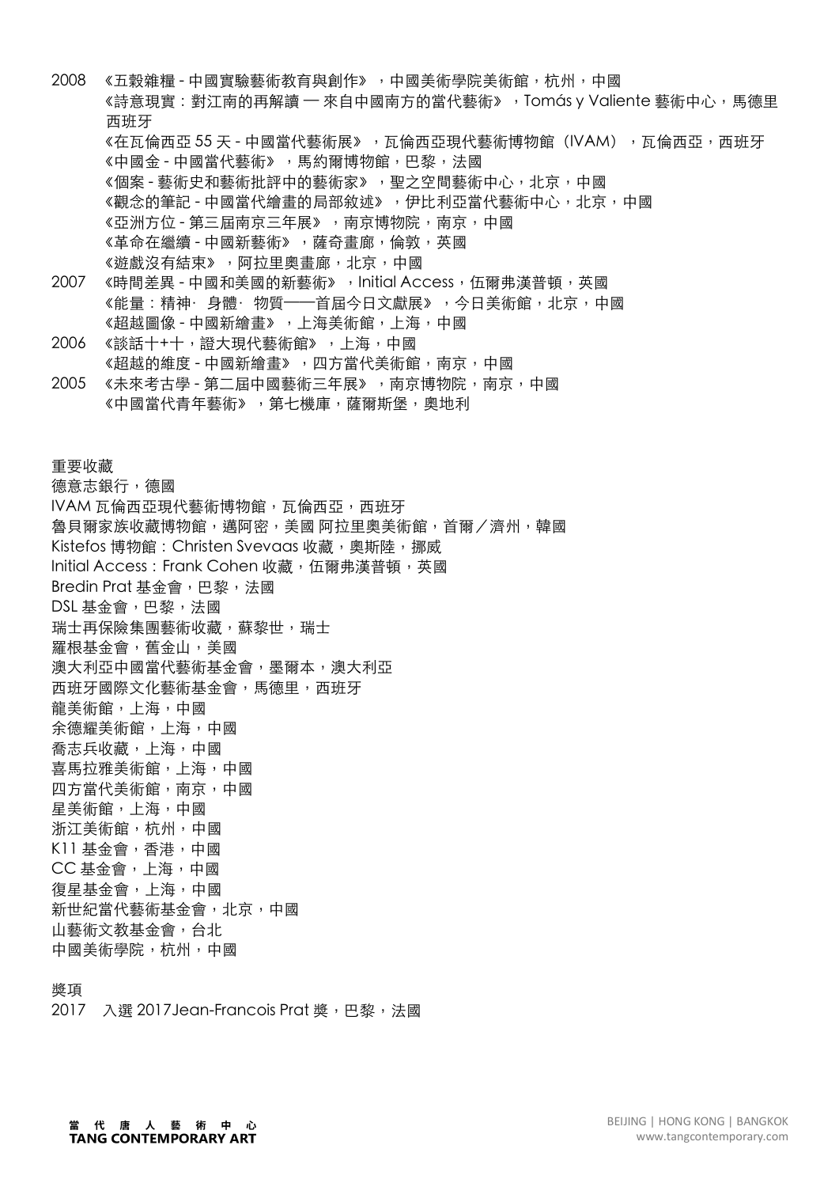2008 《五穀雜糧 - 中國實驗藝術教育與創作》，中國美術學院美術館，杭州，中國
《詩意現實：對江南的再解讀 — 來自中國南方的當代藝術》，Tomás y Valiente 藝術中心，馬德里西班牙
《在瓦倫西亞 55 天 - 中國當代藝術展》，瓦倫西亞現代藝術博物館（IVAM），瓦倫西亞，西班牙
《中國金 - 中國當代藝術》，馬約爾博物館，巴黎，法國
《個案 - 藝術史和藝術批評中的藝術家》，聖之空間藝術中心，北京，中國
《觀念的筆記 - 中國當代繪畫的局部敘述》，伊比利亞當代藝術中心，北京，中國
《亞洲方位 - 第三屆南京三年展》，南京博物院，南京，中國
《革命在繼續 - 中國新藝術》，薩奇畫廊，倫敦，英國
《遊戲沒有結束》，阿拉里奧畫廊，北京，中國

2007 《時間差異 - 中國和美國的新藝術》，Initial Access，伍爾弗漢普頓，英國
《能量：精神· 身體· 物質——首屆今日文獻展》，今日美術館，北京，中國
《超越圖像 - 中國新繪畫》，上海美術館，上海，中國

2006 《談話十+十，證大現代藝術館》，上海，中國
《超越的維度 - 中國新繪畫》，四方當代美術館，南京，中國

2005 《未來考古學 - 第二屆中國藝術三年展》，南京博物院，南京，中國
《中國當代青年藝術》，第七機庫，薩爾斯堡，奧地利

重要收藏

德意志銀行，德國
IVAM 瓦倫西亞現代藝術博物館，瓦倫西亞，西班牙
魯貝爾家族收藏博物館，邁阿密，美國 阿拉里奧美術館，首爾／濟州，韓國
Kistefos 博物館：Christen Svevaas 收藏，奧斯陸，挪威
Initial Access：Frank Cohen 收藏，伍爾弗漢普頓，英國
Bredin Prat 基金會，巴黎，法國
DSL 基金會，巴黎，法國
瑞士再保險集團藝術收藏，蘇黎世，瑞士
羅根基金會，舊金山，美國
澳大利亞中國當代藝術基金會，墨爾本，澳大利亞
西班牙國際文化藝術基金會，馬德里，西班牙
龍美術館，上海，中國
余德耀美術館，上海，中國
喬志兵收藏，上海，中國
喜馬拉雅美術館，上海，中國
四方當代美術館，南京，中國
星美術館，上海，中國
浙江美術館，杭州，中國
K11 基金會，香港，中國
CC 基金會，上海，中國
復星基金會，上海，中國
新世紀當代藝術基金會，北京，中國
山藝術文教基金會，台北
中國美術學院，杭州，中國

獎項

2017 入選 2017Jean-Francois Prat 獎，巴黎，法國